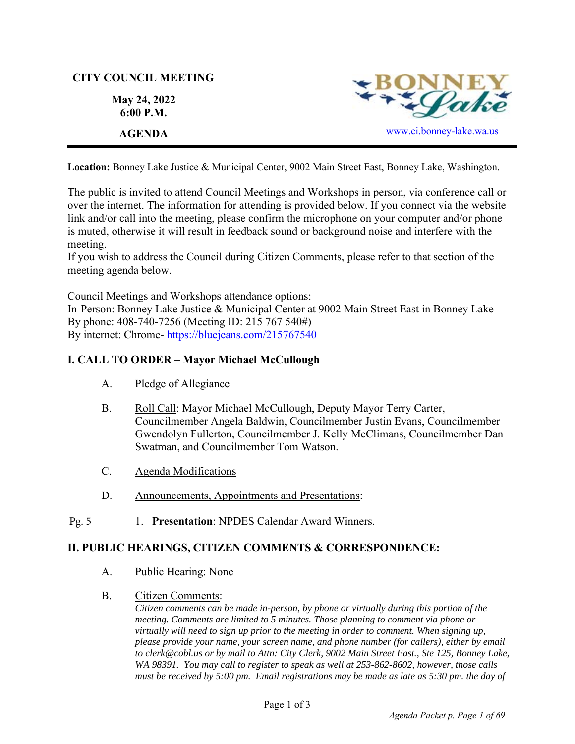**CITY COUNCIL MEETING**

**May 24, 2022**
**6:00 P.M.**

**AGENDA**

www.ci.bonney-lake.wa.us

**Location:** Bonney Lake Justice & Municipal Center, 9002 Main Street East, Bonney Lake, Washington.

The public is invited to attend Council Meetings and Workshops in person, via conference call or over the internet. The information for attending is provided below. If you connect via the website link and/or call into the meeting, please confirm the microphone on your computer and/or phone is muted, otherwise it will result in feedback sound or background noise and interfere with the meeting.
If you wish to address the Council during Citizen Comments, please refer to that section of the meeting agenda below.

Council Meetings and Workshops attendance options:
In-Person: Bonney Lake Justice & Municipal Center at 9002 Main Street East in Bonney Lake
By phone: 408-740-7256 (Meeting ID: 215 767 540#)
By internet: Chrome- https://bluejeans.com/215767540

## I. CALL TO ORDER – Mayor Michael McCullough

A. Pledge of Allegiance

B. Roll Call: Mayor Michael McCullough, Deputy Mayor Terry Carter, Councilmember Angela Baldwin, Councilmember Justin Evans, Councilmember Gwendolyn Fullerton, Councilmember J. Kelly McClimans, Councilmember Dan Swatman, and Councilmember Tom Watson.

C. Agenda Modifications

D. Announcements, Appointments and Presentations:

Pg. 5 1. **Presentation**: NPDES Calendar Award Winners.

## II. PUBLIC HEARINGS, CITIZEN COMMENTS & CORRESPONDENCE:

A. Public Hearing: None

B. Citizen Comments:
*Citizen comments can be made in-person, by phone or virtually during this portion of the meeting. Comments are limited to 5 minutes. Those planning to comment via phone or virtually will need to sign up prior to the meeting in order to comment. When signing up, please provide your name, your screen name, and phone number (for callers), either by email to clerk@cobl.us or by mail to Attn: City Clerk, 9002 Main Street East., Ste 125, Bonney Lake, WA 98391. You may call to register to speak as well at 253-862-8602, however, those calls must be received by 5:00 pm. Email registrations may be made as late as 5:30 pm. the day of*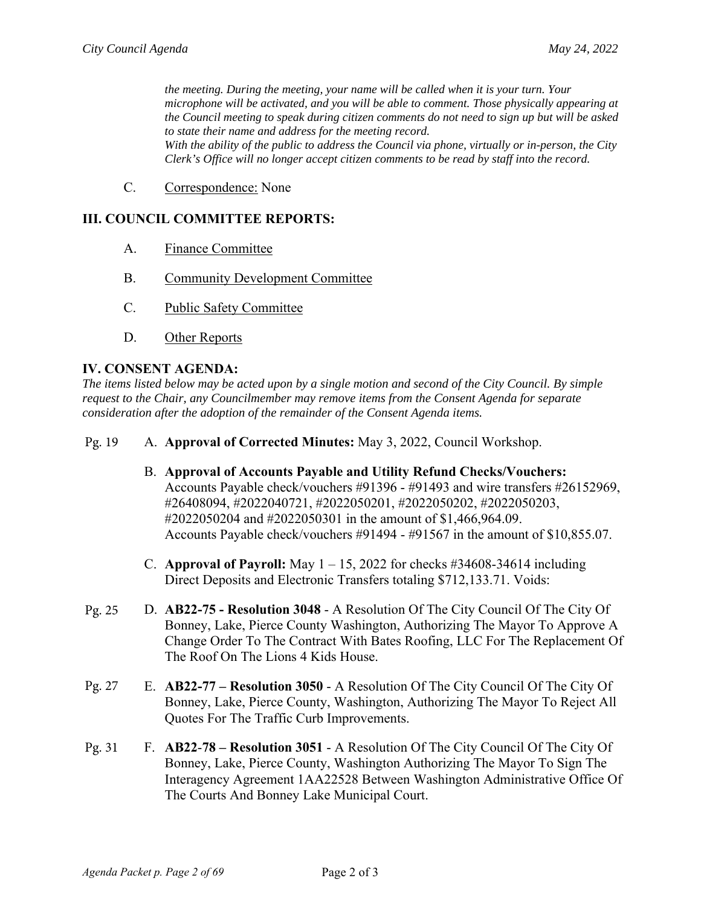*the meeting. During the meeting, your name will be called when it is your turn. Your microphone will be activated, and you will be able to comment. Those physically appearing at the Council meeting to speak during citizen comments do not need to sign up but will be asked to state their name and address for the meeting record.*
*With the ability of the public to address the Council via phone, virtually or in-person, the City Clerk's Office will no longer accept citizen comments to be read by staff into the record.*

C. Correspondence: None

## III. COUNCIL COMMITTEE REPORTS:

A. Finance Committee

B. Community Development Committee

C. Public Safety Committee

D. Other Reports

## IV. CONSENT AGENDA:

*The items listed below may be acted upon by a single motion and second of the City Council. By simple request to the Chair, any Councilmember may remove items from the Consent Agenda for separate consideration after the adoption of the remainder of the Consent Agenda items.*

Pg. 19 A. **Approval of Corrected Minutes:** May 3, 2022, Council Workshop.

B. **Approval of Accounts Payable and Utility Refund Checks/Vouchers:** Accounts Payable check/vouchers #91396 - #91493 and wire transfers #26152969, #26408094, #2022040721, #2022050201, #2022050202, #2022050203, #2022050204 and #2022050301 in the amount of $1,466,964.09. Accounts Payable check/vouchers #91494 - #91567 in the amount of $10,855.07.

C. **Approval of Payroll:** May 1 – 15, 2022 for checks #34608-34614 including Direct Deposits and Electronic Transfers totaling $712,133.71. Voids:

Pg. 25 D. **AB22-75 - Resolution 3048** - A Resolution Of The City Council Of The City Of Bonney, Lake, Pierce County Washington, Authorizing The Mayor To Approve A Change Order To The Contract With Bates Roofing, LLC For The Replacement Of The Roof On The Lions 4 Kids House.

Pg. 27 E. **AB22-77 – Resolution 3050** - A Resolution Of The City Council Of The City Of Bonney, Lake, Pierce County, Washington, Authorizing The Mayor To Reject All Quotes For The Traffic Curb Improvements.

Pg. 31 F. **AB22-78 – Resolution 3051** - A Resolution Of The City Council Of The City Of Bonney, Lake, Pierce County, Washington Authorizing The Mayor To Sign The Interagency Agreement 1AA22528 Between Washington Administrative Office Of The Courts And Bonney Lake Municipal Court.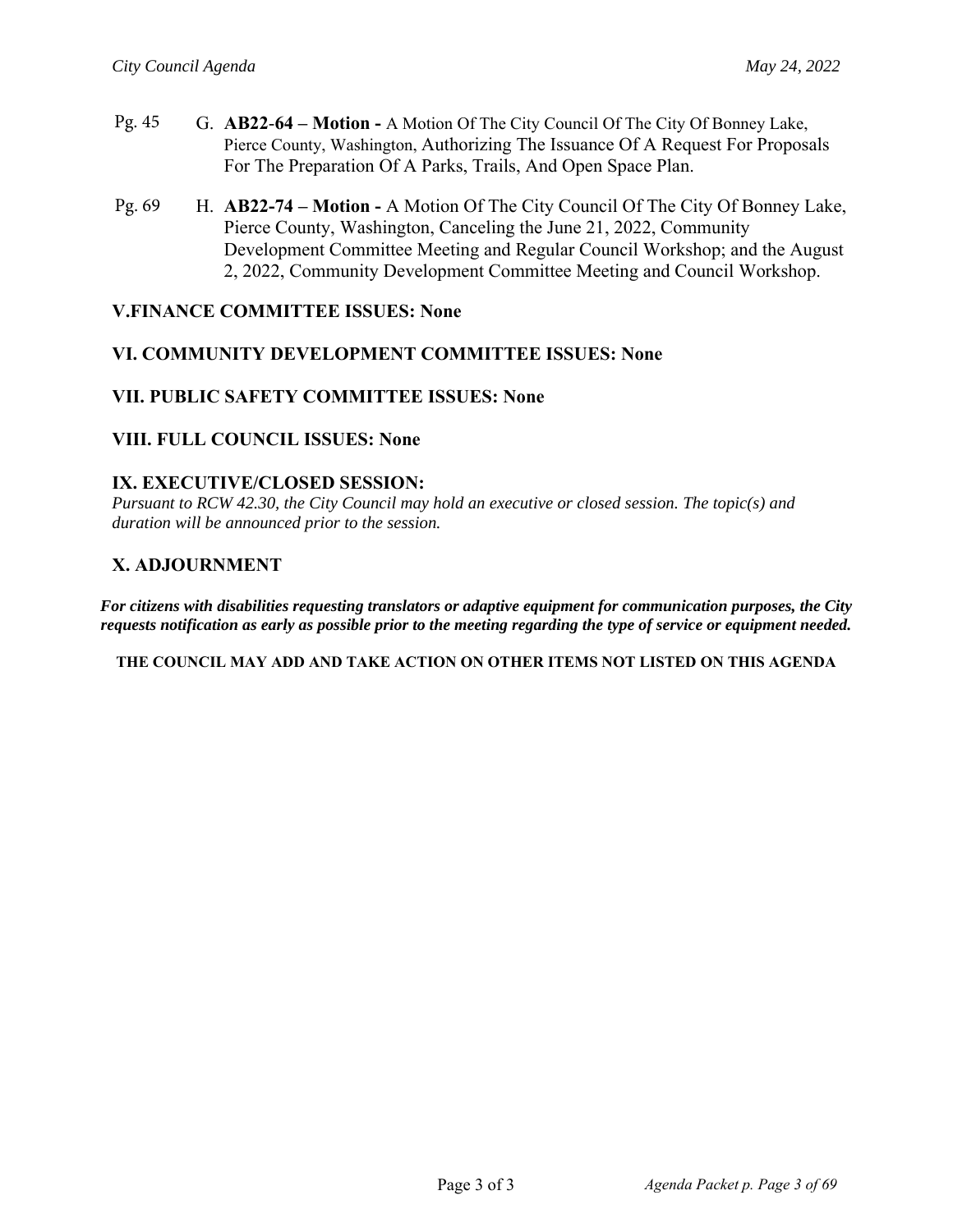Pg. 45 G. **AB22-64 – Motion -** A Motion Of The City Council Of The City Of Bonney Lake, Pierce County, Washington, Authorizing The Issuance Of A Request For Proposals For The Preparation Of A Parks, Trails, And Open Space Plan.

Pg. 69 H. **AB22-74 – Motion -** A Motion Of The City Council Of The City Of Bonney Lake, Pierce County, Washington, Canceling the June 21, 2022, Community Development Committee Meeting and Regular Council Workshop; and the August 2, 2022, Community Development Committee Meeting and Council Workshop.

## V.FINANCE COMMITTEE ISSUES: None

## VI. COMMUNITY DEVELOPMENT COMMITTEE ISSUES: None

## VII. PUBLIC SAFETY COMMITTEE ISSUES: None

## VIII. FULL COUNCIL ISSUES: None

## IX. EXECUTIVE/CLOSED SESSION:

*Pursuant to RCW 42.30, the City Council may hold an executive or closed session. The topic(s) and duration will be announced prior to the session.*

## X. ADJOURNMENT

***For citizens with disabilities requesting translators or adaptive equipment for communication purposes, the City requests notification as early as possible prior to the meeting regarding the type of service or equipment needed.***

**THE COUNCIL MAY ADD AND TAKE ACTION ON OTHER ITEMS NOT LISTED ON THIS AGENDA**